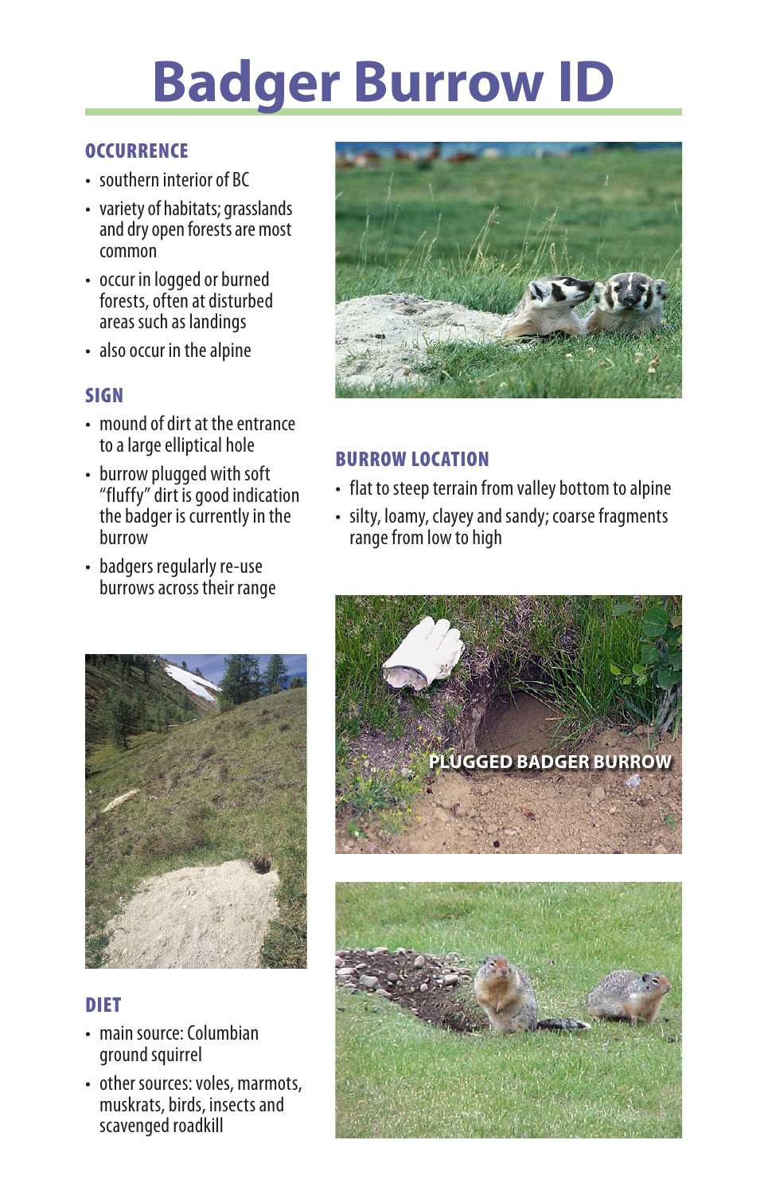# Badger Burrow ID

## OCCURRENCE

- southern interior of BC
- variety of habitats; grasslands and dry open forests are most common
- occur in logged or burned forests, often at disturbed areas such as landings
- also occur in the alpine

## SIGN

- mound of dirt at the entrance to a large elliptical hole
- burrow plugged with soft "fluffy" dirt is good indication the badger is currently in the burrow
- badgers regularly re-use burrows across their range

## BURROW LOCATION

- flat to steep terrain from valley bottom to alpine
- silty, loamy, clayey and sandy; coarse fragments range from low to high

PLUGGED BADGER BURROW

## DIET

- main source: Columbian ground squirrel
- other sources: voles, marmots, muskrats, birds, insects and scavenged roadkill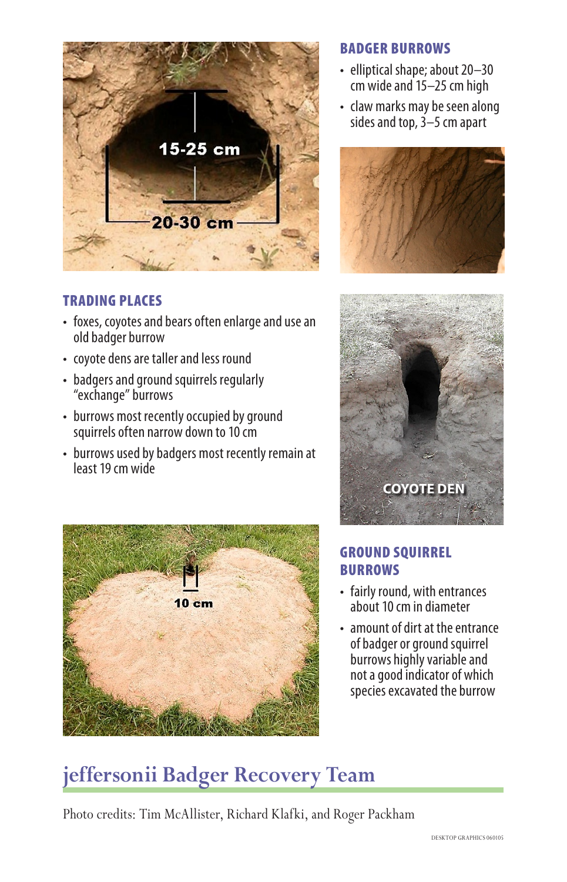## BADGER BURROWS

- elliptical shape; about 20–30 cm wide and 15–25 cm high
- claw marks may be seen along sides and top, 3–5 cm apart

15-25 cm

20-30 cm

## TRADING PLACES

- foxes, coyotes and bears often enlarge and use an old badger burrow
- coyote dens are taller and less round
- badgers and ground squirrels regularly "exchange" burrows
- burrows most recently occupied by ground squirrels often narrow down to 10 cm
- burrows used by badgers most recently remain at least 19 cm wide

COYOTE DEN

10 cm

## GROUND SQUIRREL BURROWS

- fairly round, with entrances about 10 cm in diameter
- amount of dirt at the entrance of badger or ground squirrel burrows highly variable and not a good indicator of which species excavated the burrow

# jeffersonii Badger Recovery Team

Photo credits: Tim McAllister, Richard Klafki, and Roger Packham

DESKTOP GRAPHICS 060105